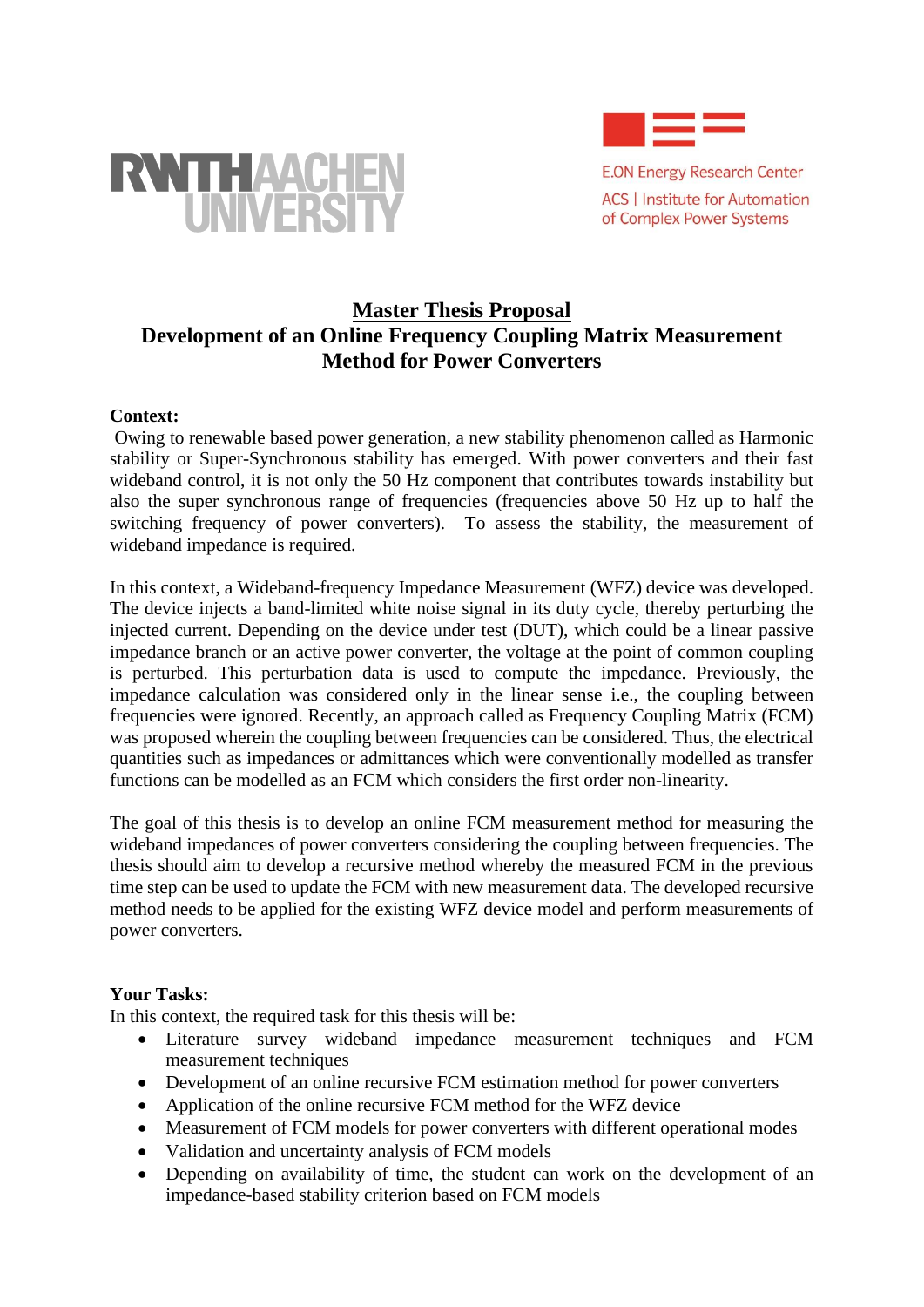RWTH AACHEN UNIVERSITY

E.ON Energy Research Center
ACS | Institute for Automation of Complex Power Systems

# Master Thesis Proposal

## Development of an Online Frequency Coupling Matrix Measurement Method for Power Converters

**Context:**

Owing to renewable based power generation, a new stability phenomenon called as Harmonic stability or Super-Synchronous stability has emerged. With power converters and their fast wideband control, it is not only the 50 Hz component that contributes towards instability but also the super synchronous range of frequencies (frequencies above 50 Hz up to half the switching frequency of power converters). To assess the stability, the measurement of wideband impedance is required.

In this context, a Wideband-frequency Impedance Measurement (WFZ) device was developed. The device injects a band-limited white noise signal in its duty cycle, thereby perturbing the injected current. Depending on the device under test (DUT), which could be a linear passive impedance branch or an active power converter, the voltage at the point of common coupling is perturbed. This perturbation data is used to compute the impedance. Previously, the impedance calculation was considered only in the linear sense i.e., the coupling between frequencies were ignored. Recently, an approach called as Frequency Coupling Matrix (FCM) was proposed wherein the coupling between frequencies can be considered. Thus, the electrical quantities such as impedances or admittances which were conventionally modelled as transfer functions can be modelled as an FCM which considers the first order non-linearity.

The goal of this thesis is to develop an online FCM measurement method for measuring the wideband impedances of power converters considering the coupling between frequencies. The thesis should aim to develop a recursive method whereby the measured FCM in the previous time step can be used to update the FCM with new measurement data. The developed recursive method needs to be applied for the existing WFZ device model and perform measurements of power converters.

**Your Tasks:**

In this context, the required task for this thesis will be:

- Literature survey wideband impedance measurement techniques and FCM measurement techniques
- Development of an online recursive FCM estimation method for power converters
- Application of the online recursive FCM method for the WFZ device
- Measurement of FCM models for power converters with different operational modes
- Validation and uncertainty analysis of FCM models
- Depending on availability of time, the student can work on the development of an impedance-based stability criterion based on FCM models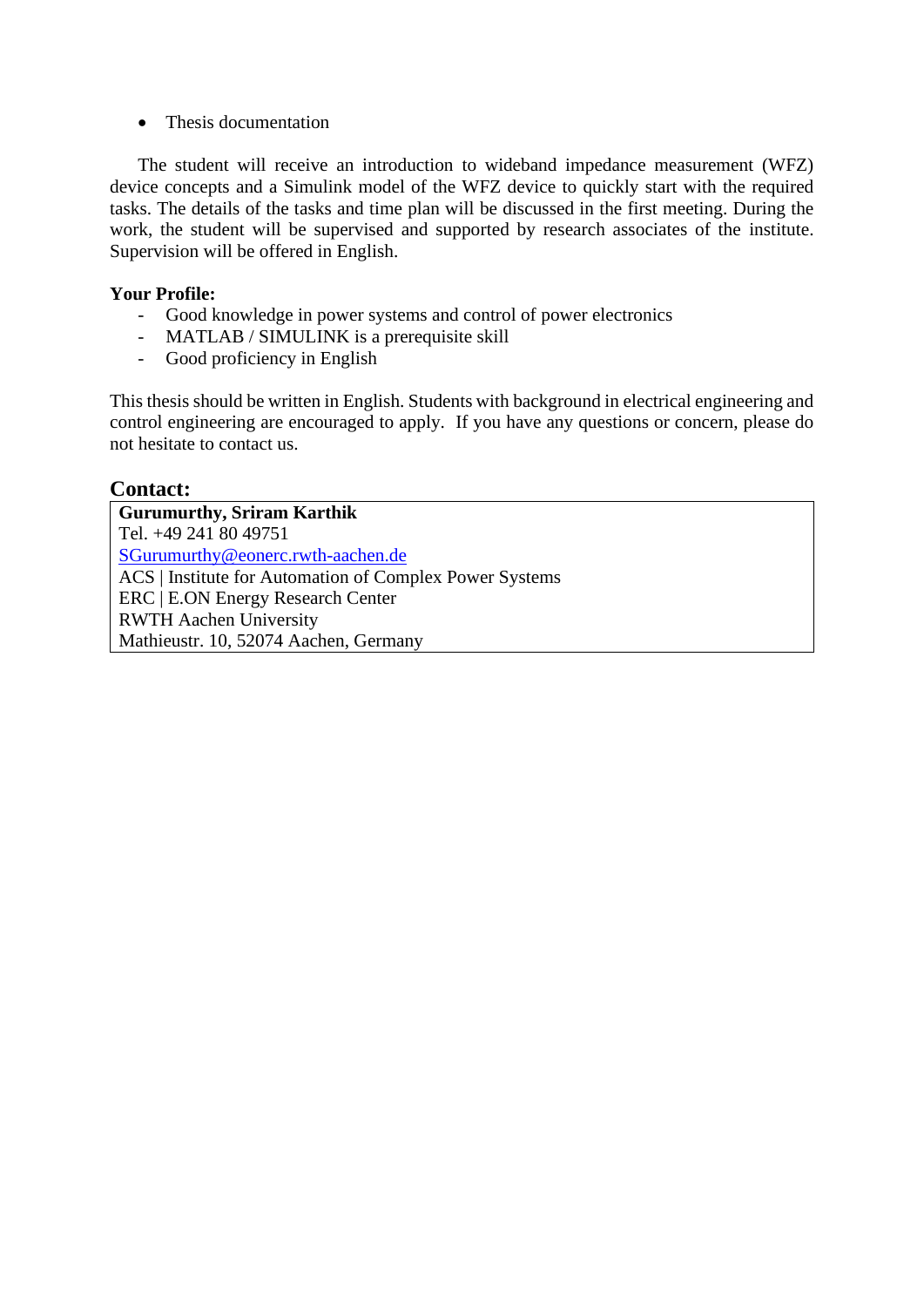- Thesis documentation

The student will receive an introduction to wideband impedance measurement (WFZ) device concepts and a Simulink model of the WFZ device to quickly start with the required tasks. The details of the tasks and time plan will be discussed in the first meeting. During the work, the student will be supervised and supported by research associates of the institute. Supervision will be offered in English.

**Your Profile:**

- Good knowledge in power systems and control of power electronics
- MATLAB / SIMULINK is a prerequisite skill
- Good proficiency in English

This thesis should be written in English. Students with background in electrical engineering and control engineering are encouraged to apply. If you have any questions or concern, please do not hesitate to contact us.

## Contact:

**Gurumurthy, Sriram Karthik**
Tel. +49 241 80 49751
SGurumurthy@eonerc.rwth-aachen.de
ACS | Institute for Automation of Complex Power Systems
ERC | E.ON Energy Research Center
RWTH Aachen University
Mathieustr. 10, 52074 Aachen, Germany